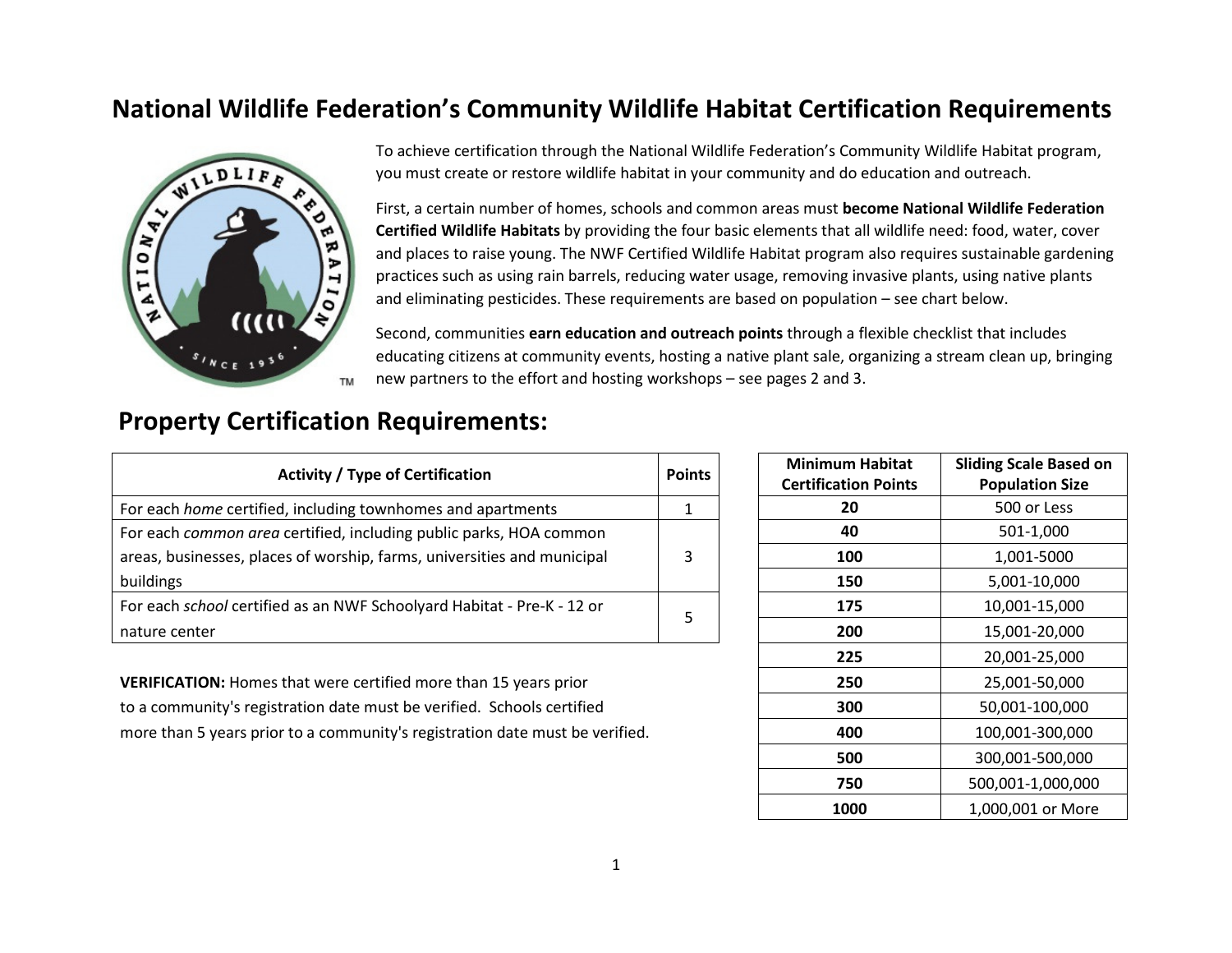# National Wildlife Federation's Community Wildlife Habitat Certification Requirements

To achieve certification through the National Wildlife Federation's Community Wildlife Habitat program, you must create or restore wildlife habitat in your community and do education and outreach.

First, a certain number of homes, schools and common areas must **become National Wildlife Federation Certified Wildlife Habitats** by providing the four basic elements that all wildlife need: food, water, cover and places to raise young. The NWF Certified Wildlife Habitat program also requires sustainable gardening practices such as using rain barrels, reducing water usage, removing invasive plants, using native plants and eliminating pesticides. These requirements are based on population – see chart below.

Second, communities **earn education and outreach points** through a flexible checklist that includes educating citizens at community events, hosting a native plant sale, organizing a stream clean up, bringing new partners to the effort and hosting workshops – see pages 2 and 3.

## Property Certification Requirements:

| Activity / Type of Certification | Points |
|---|---|
| For each *home* certified, including townhomes and apartments | 1 |
| For each *common area* certified, including public parks, HOA common areas, businesses, places of worship, farms, universities and municipal buildings | 3 |
| For each *school* certified as an NWF Schoolyard Habitat - Pre-K - 12 or nature center | 5 |

**VERIFICATION:** Homes that were certified more than 15 years prior to a community's registration date must be verified. Schools certified more than 5 years prior to a community's registration date must be verified.

| Minimum Habitat Certification Points | Sliding Scale Based on Population Size |
|---|---|
| **20** | 500 or Less |
| **40** | 501-1,000 |
| **100** | 1,001-5000 |
| **150** | 5,001-10,000 |
| **175** | 10,001-15,000 |
| **200** | 15,001-20,000 |
| **225** | 20,001-25,000 |
| **250** | 25,001-50,000 |
| **300** | 50,001-100,000 |
| **400** | 100,001-300,000 |
| **500** | 300,001-500,000 |
| **750** | 500,001-1,000,000 |
| **1000** | 1,000,001 or More |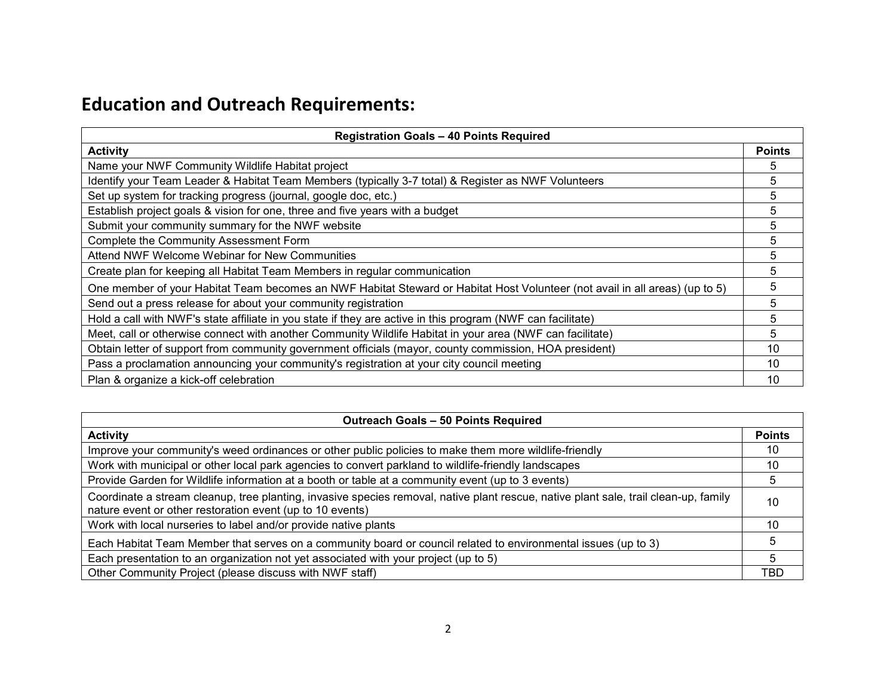## Education and Outreach Requirements:

| Registration Goals – 40 Points Required | |
|---|---|
| **Activity** | **Points** |
| Name your NWF Community Wildlife Habitat project | 5 |
| Identify your Team Leader & Habitat Team Members (typically 3-7 total) & Register as NWF Volunteers | 5 |
| Set up system for tracking progress (journal, google doc, etc.) | 5 |
| Establish project goals & vision for one, three and five years with a budget | 5 |
| Submit your community summary for the NWF website | 5 |
| Complete the Community Assessment Form | 5 |
| Attend NWF Welcome Webinar for New Communities | 5 |
| Create plan for keeping all Habitat Team Members in regular communication | 5 |
| One member of your Habitat Team becomes an NWF Habitat Steward or Habitat Host Volunteer (not avail in all areas) (up to 5) | 5 |
| Send out a press release for about your community registration | 5 |
| Hold a call with NWF's state affiliate in you state if they are active in this program (NWF can facilitate) | 5 |
| Meet, call or otherwise connect with another Community Wildlife Habitat in your area (NWF can facilitate) | 5 |
| Obtain letter of support from community government officials (mayor, county commission, HOA president) | 10 |
| Pass a proclamation announcing your community's registration at your city council meeting | 10 |
| Plan & organize a kick-off celebration | 10 |

| Outreach Goals – 50 Points Required | |
|---|---|
| **Activity** | **Points** |
| Improve your community's weed ordinances or other public policies to make them more wildlife-friendly | 10 |
| Work with municipal or other local park agencies to convert parkland to wildlife-friendly landscapes | 10 |
| Provide Garden for Wildlife information at a booth or table at a community event (up to 3 events) | 5 |
| Coordinate a stream cleanup, tree planting, invasive species removal, native plant rescue, native plant sale, trail clean-up, family nature event or other restoration event (up to 10 events) | 10 |
| Work with local nurseries to label and/or provide native plants | 10 |
| Each Habitat Team Member that serves on a community board or council related to environmental issues (up to 3) | 5 |
| Each presentation to an organization not yet associated with your project (up to 5) | 5 |
| Other Community Project (please discuss with NWF staff) | TBD |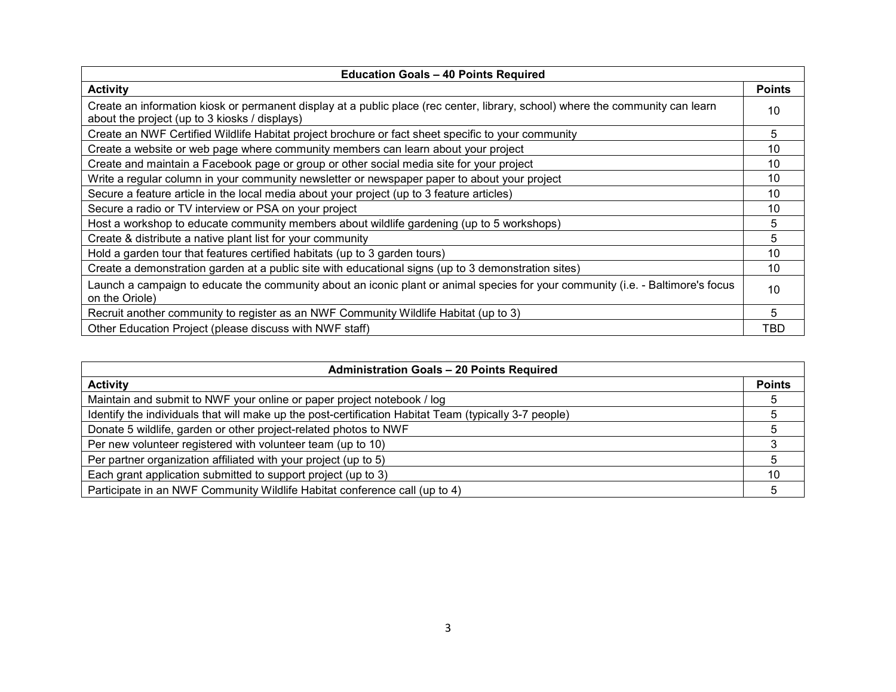| Education Goals – 40 Points Required | |
|---|---|
| **Activity** | **Points** |
| Create an information kiosk or permanent display at a public place (rec center, library, school) where the community can learn about the project (up to 3 kiosks / displays) | 10 |
| Create an NWF Certified Wildlife Habitat project brochure or fact sheet specific to your community | 5 |
| Create a website or web page where community members can learn about your project | 10 |
| Create and maintain a Facebook page or group or other social media site for your project | 10 |
| Write a regular column in your community newsletter or newspaper paper to about your project | 10 |
| Secure a feature article in the local media about your project (up to 3 feature articles) | 10 |
| Secure a radio or TV interview or PSA on your project | 10 |
| Host a workshop to educate community members about wildlife gardening (up to 5 workshops) | 5 |
| Create & distribute a native plant list for your community | 5 |
| Hold a garden tour that features certified habitats (up to 3 garden tours) | 10 |
| Create a demonstration garden at a public site with educational signs (up to 3 demonstration sites) | 10 |
| Launch a campaign to educate the community about an iconic plant or animal species for your community (i.e. - Baltimore's focus on the Oriole) | 10 |
| Recruit another community to register as an NWF Community Wildlife Habitat (up to 3) | 5 |
| Other Education Project (please discuss with NWF staff) | TBD |

| Administration Goals – 20 Points Required | |
|---|---|
| **Activity** | **Points** |
| Maintain and submit to NWF your online or paper project notebook / log | 5 |
| Identify the individuals that will make up the post-certification Habitat Team (typically 3-7 people) | 5 |
| Donate 5 wildlife, garden or other project-related photos to NWF | 5 |
| Per new volunteer registered with volunteer team (up to 10) | 3 |
| Per partner organization affiliated with your project (up to 5) | 5 |
| Each grant application submitted to support project (up to 3) | 10 |
| Participate in an NWF Community Wildlife Habitat conference call (up to 4) | 5 |